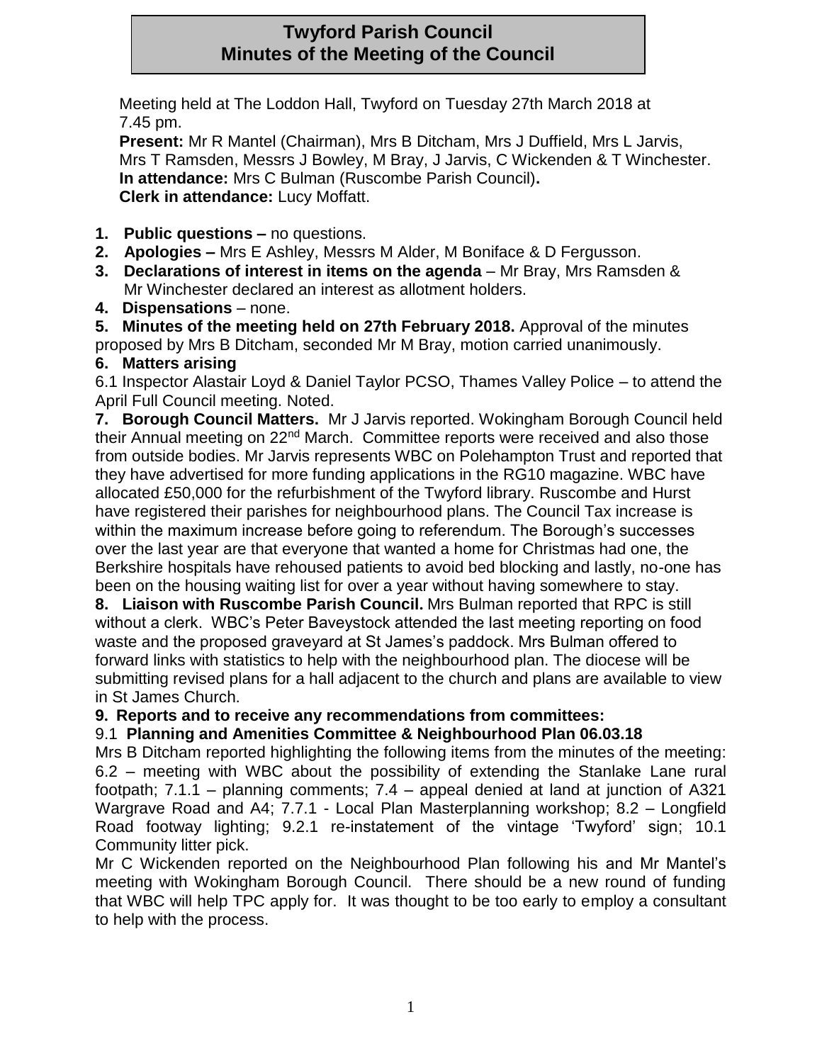# Twyford Parish Council
# Minutes of the Meeting of the Council

Meeting held at The Loddon Hall, Twyford on Tuesday 27th March 2018 at 7.45 pm.

**Present:** Mr R Mantel (Chairman), Mrs B Ditcham, Mrs J Duffield, Mrs L Jarvis, Mrs T Ramsden, Messrs J Bowley, M Bray, J Jarvis, C Wickenden & T Winchester.
**In attendance:** Mrs C Bulman (Ruscombe Parish Council)**.**
**Clerk in attendance:** Lucy Moffatt.

1. **Public questions –** no questions.
2. **Apologies –** Mrs E Ashley, Messrs M Alder, M Boniface & D Fergusson.
3. **Declarations of interest in items on the agenda** – Mr Bray, Mrs Ramsden & Mr Winchester declared an interest as allotment holders.
4. **Dispensations** – none.

**5. Minutes of the meeting held on 27th February 2018.** Approval of the minutes proposed by Mrs B Ditcham, seconded Mr M Bray, motion carried unanimously.

**6. Matters arising**

6.1 Inspector Alastair Loyd & Daniel Taylor PCSO, Thames Valley Police – to attend the April Full Council meeting. Noted.

**7. Borough Council Matters.** Mr J Jarvis reported. Wokingham Borough Council held their Annual meeting on 22nd March. Committee reports were received and also those from outside bodies. Mr Jarvis represents WBC on Polehampton Trust and reported that they have advertised for more funding applications in the RG10 magazine. WBC have allocated £50,000 for the refurbishment of the Twyford library. Ruscombe and Hurst have registered their parishes for neighbourhood plans. The Council Tax increase is within the maximum increase before going to referendum. The Borough's successes over the last year are that everyone that wanted a home for Christmas had one, the Berkshire hospitals have rehoused patients to avoid bed blocking and lastly, no-one has been on the housing waiting list for over a year without having somewhere to stay.

**8. Liaison with Ruscombe Parish Council.** Mrs Bulman reported that RPC is still without a clerk. WBC's Peter Baveystock attended the last meeting reporting on food waste and the proposed graveyard at St James's paddock. Mrs Bulman offered to forward links with statistics to help with the neighbourhood plan. The diocese will be submitting revised plans for a hall adjacent to the church and plans are available to view in St James Church.

**9. Reports and to receive any recommendations from committees:**

9.1 **Planning and Amenities Committee & Neighbourhood Plan 06.03.18**

Mrs B Ditcham reported highlighting the following items from the minutes of the meeting: 6.2 – meeting with WBC about the possibility of extending the Stanlake Lane rural footpath; 7.1.1 – planning comments; 7.4 – appeal denied at land at junction of A321 Wargrave Road and A4; 7.7.1 - Local Plan Masterplanning workshop; 8.2 – Longfield Road footway lighting; 9.2.1 re-instatement of the vintage 'Twyford' sign; 10.1 Community litter pick.

Mr C Wickenden reported on the Neighbourhood Plan following his and Mr Mantel's meeting with Wokingham Borough Council. There should be a new round of funding that WBC will help TPC apply for. It was thought to be too early to employ a consultant to help with the process.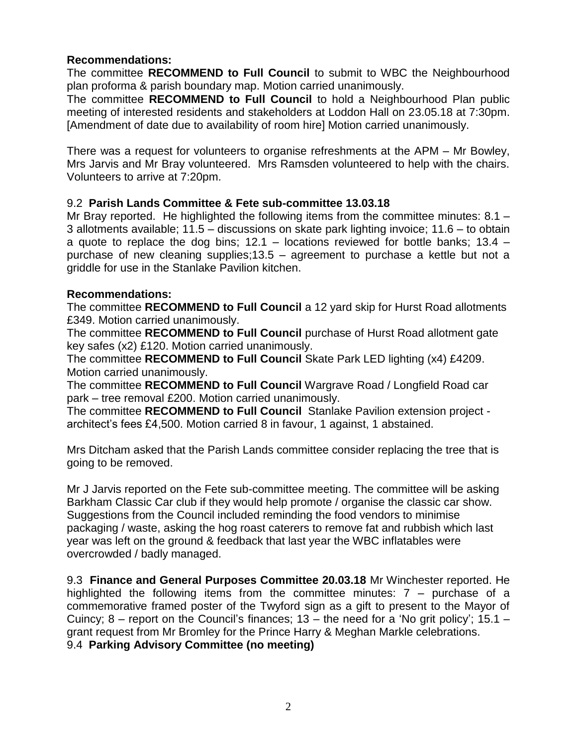**Recommendations:**

The committee **RECOMMEND to Full Council** to submit to WBC the Neighbourhood plan proforma & parish boundary map. Motion carried unanimously.

The committee **RECOMMEND to Full Council** to hold a Neighbourhood Plan public meeting of interested residents and stakeholders at Loddon Hall on 23.05.18 at 7:30pm. [Amendment of date due to availability of room hire] Motion carried unanimously.

There was a request for volunteers to organise refreshments at the APM – Mr Bowley, Mrs Jarvis and Mr Bray volunteered. Mrs Ramsden volunteered to help with the chairs. Volunteers to arrive at 7:20pm.

9.2 **Parish Lands Committee & Fete sub-committee 13.03.18**

Mr Bray reported. He highlighted the following items from the committee minutes: 8.1 – 3 allotments available; 11.5 – discussions on skate park lighting invoice; 11.6 – to obtain a quote to replace the dog bins; 12.1 – locations reviewed for bottle banks; 13.4 – purchase of new cleaning supplies;13.5 – agreement to purchase a kettle but not a griddle for use in the Stanlake Pavilion kitchen.

**Recommendations:**

The committee **RECOMMEND to Full Council** a 12 yard skip for Hurst Road allotments £349. Motion carried unanimously.

The committee **RECOMMEND to Full Council** purchase of Hurst Road allotment gate key safes (x2) £120. Motion carried unanimously.

The committee **RECOMMEND to Full Council** Skate Park LED lighting (x4) £4209. Motion carried unanimously.

The committee **RECOMMEND to Full Council** Wargrave Road / Longfield Road car park – tree removal £200. Motion carried unanimously.

The committee **RECOMMEND to Full Council** Stanlake Pavilion extension project - architect's fees £4,500. Motion carried 8 in favour, 1 against, 1 abstained.

Mrs Ditcham asked that the Parish Lands committee consider replacing the tree that is going to be removed.

Mr J Jarvis reported on the Fete sub-committee meeting. The committee will be asking Barkham Classic Car club if they would help promote / organise the classic car show. Suggestions from the Council included reminding the food vendors to minimise packaging / waste, asking the hog roast caterers to remove fat and rubbish which last year was left on the ground & feedback that last year the WBC inflatables were overcrowded / badly managed.

9.3 **Finance and General Purposes Committee 20.03.18** Mr Winchester reported. He highlighted the following items from the committee minutes: 7 – purchase of a commemorative framed poster of the Twyford sign as a gift to present to the Mayor of Cuincy; 8 – report on the Council's finances; 13 – the need for a 'No grit policy'; 15.1 – grant request from Mr Bromley for the Prince Harry & Meghan Markle celebrations.

9.4 **Parking Advisory Committee (no meeting)**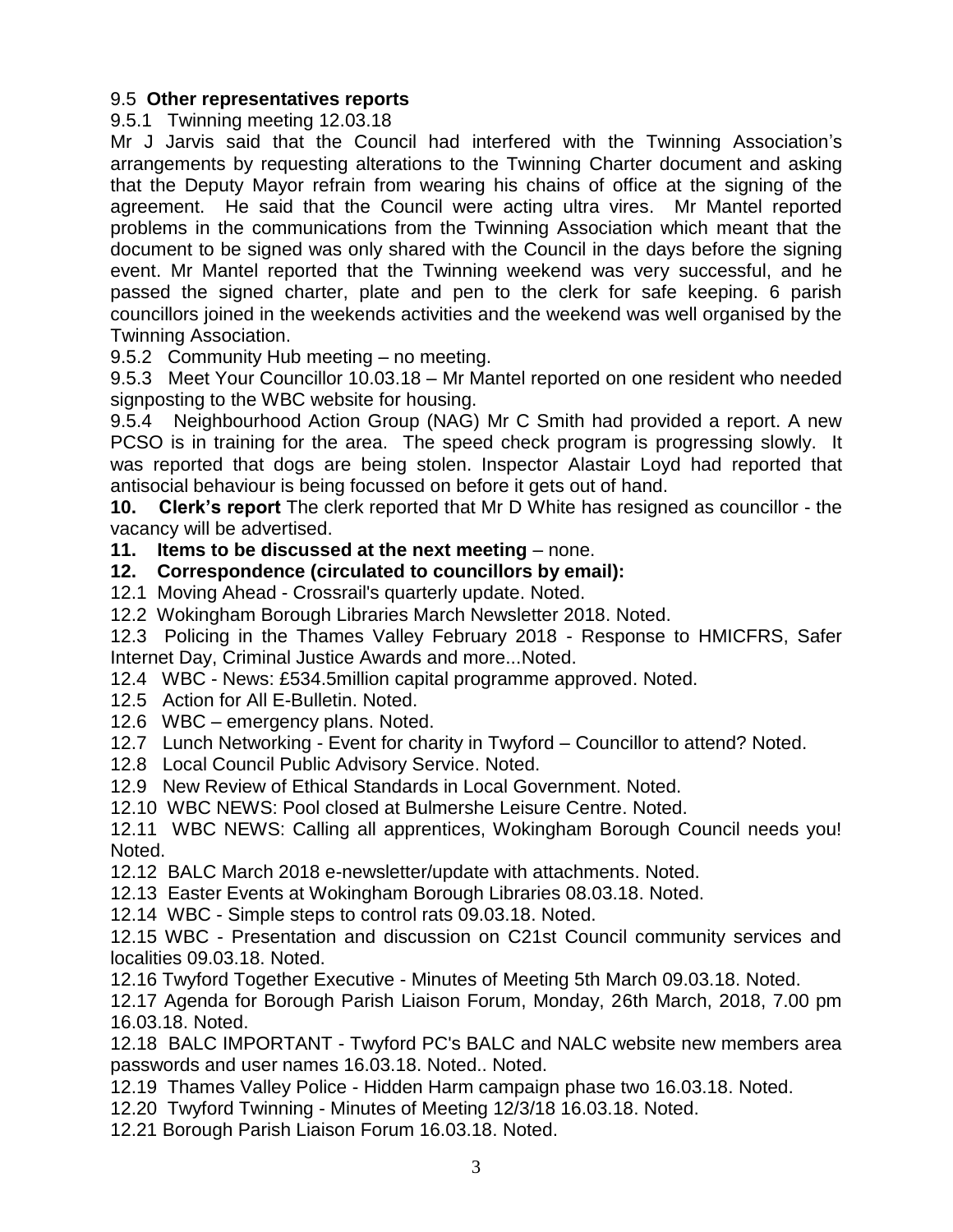9.5 **Other representatives reports**

9.5.1 Twinning meeting 12.03.18

Mr J Jarvis said that the Council had interfered with the Twinning Association's arrangements by requesting alterations to the Twinning Charter document and asking that the Deputy Mayor refrain from wearing his chains of office at the signing of the agreement. He said that the Council were acting ultra vires. Mr Mantel reported problems in the communications from the Twinning Association which meant that the document to be signed was only shared with the Council in the days before the signing event. Mr Mantel reported that the Twinning weekend was very successful, and he passed the signed charter, plate and pen to the clerk for safe keeping. 6 parish councillors joined in the weekends activities and the weekend was well organised by the Twinning Association.

9.5.2 Community Hub meeting – no meeting.

9.5.3 Meet Your Councillor 10.03.18 – Mr Mantel reported on one resident who needed signposting to the WBC website for housing.

9.5.4 Neighbourhood Action Group (NAG) Mr C Smith had provided a report. A new PCSO is in training for the area. The speed check program is progressing slowly. It was reported that dogs are being stolen. Inspector Alastair Loyd had reported that antisocial behaviour is being focussed on before it gets out of hand.

**10. Clerk's report** The clerk reported that Mr D White has resigned as councillor - the vacancy will be advertised.

**11. Items to be discussed at the next meeting** – none.

**12. Correspondence (circulated to councillors by email):**

12.1 Moving Ahead - Crossrail's quarterly update. Noted.

12.2 Wokingham Borough Libraries March Newsletter 2018. Noted.

12.3 Policing in the Thames Valley February 2018 - Response to HMICFRS, Safer Internet Day, Criminal Justice Awards and more...Noted.

12.4 WBC - News: £534.5million capital programme approved. Noted.

12.5 Action for All E-Bulletin. Noted.

12.6 WBC – emergency plans. Noted.

12.7 Lunch Networking - Event for charity in Twyford – Councillor to attend? Noted.

12.8 Local Council Public Advisory Service. Noted.

12.9 New Review of Ethical Standards in Local Government. Noted.

12.10 WBC NEWS: Pool closed at Bulmershe Leisure Centre. Noted.

12.11 WBC NEWS: Calling all apprentices, Wokingham Borough Council needs you! Noted.

12.12 BALC March 2018 e-newsletter/update with attachments. Noted.

12.13 Easter Events at Wokingham Borough Libraries 08.03.18. Noted.

12.14 WBC - Simple steps to control rats 09.03.18. Noted.

12.15 WBC - Presentation and discussion on C21st Council community services and localities 09.03.18. Noted.

12.16 Twyford Together Executive - Minutes of Meeting 5th March 09.03.18. Noted.

12.17 Agenda for Borough Parish Liaison Forum, Monday, 26th March, 2018, 7.00 pm 16.03.18. Noted.

12.18 BALC IMPORTANT - Twyford PC's BALC and NALC website new members area passwords and user names 16.03.18. Noted.. Noted.

12.19 Thames Valley Police - Hidden Harm campaign phase two 16.03.18. Noted.

12.20 Twyford Twinning - Minutes of Meeting 12/3/18 16.03.18. Noted.

12.21 Borough Parish Liaison Forum 16.03.18. Noted.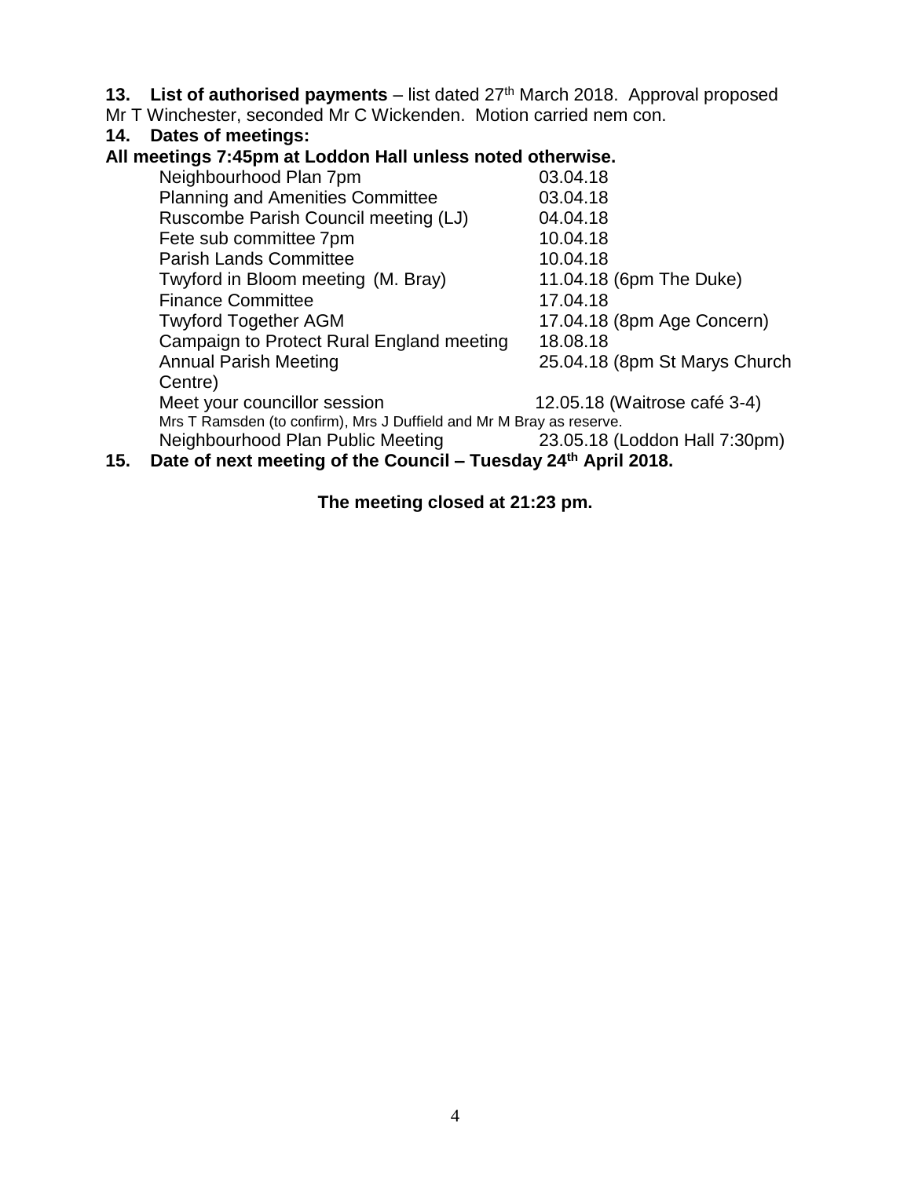**13. List of authorised payments** – list dated 27th March 2018. Approval proposed Mr T Winchester, seconded Mr C Wickenden. Motion carried nem con.

**14. Dates of meetings:**

**All meetings 7:45pm at Loddon Hall unless noted otherwise.**

| | |
|---|---|
| Neighbourhood Plan 7pm | 03.04.18 |
| Planning and Amenities Committee | 03.04.18 |
| Ruscombe Parish Council meeting (LJ) | 04.04.18 |
| Fete sub committee 7pm | 10.04.18 |
| Parish Lands Committee | 10.04.18 |
| Twyford in Bloom meeting (M. Bray) | 11.04.18 (6pm The Duke) |
| Finance Committee | 17.04.18 |
| Twyford Together AGM | 17.04.18 (8pm Age Concern) |
| Campaign to Protect Rural England meeting | 18.08.18 |
| Annual Parish Meeting | 25.04.18 (8pm St Marys Church Centre) |
| Meet your councillor session | 12.05.18 (Waitrose café 3-4) |
| Mrs T Ramsden (to confirm), Mrs J Duffield and Mr M Bray as reserve. | |
| Neighbourhood Plan Public Meeting | 23.05.18 (Loddon Hall 7:30pm) |

**15. Date of next meeting of the Council – Tuesday 24th April 2018.**

**The meeting closed at 21:23 pm.**